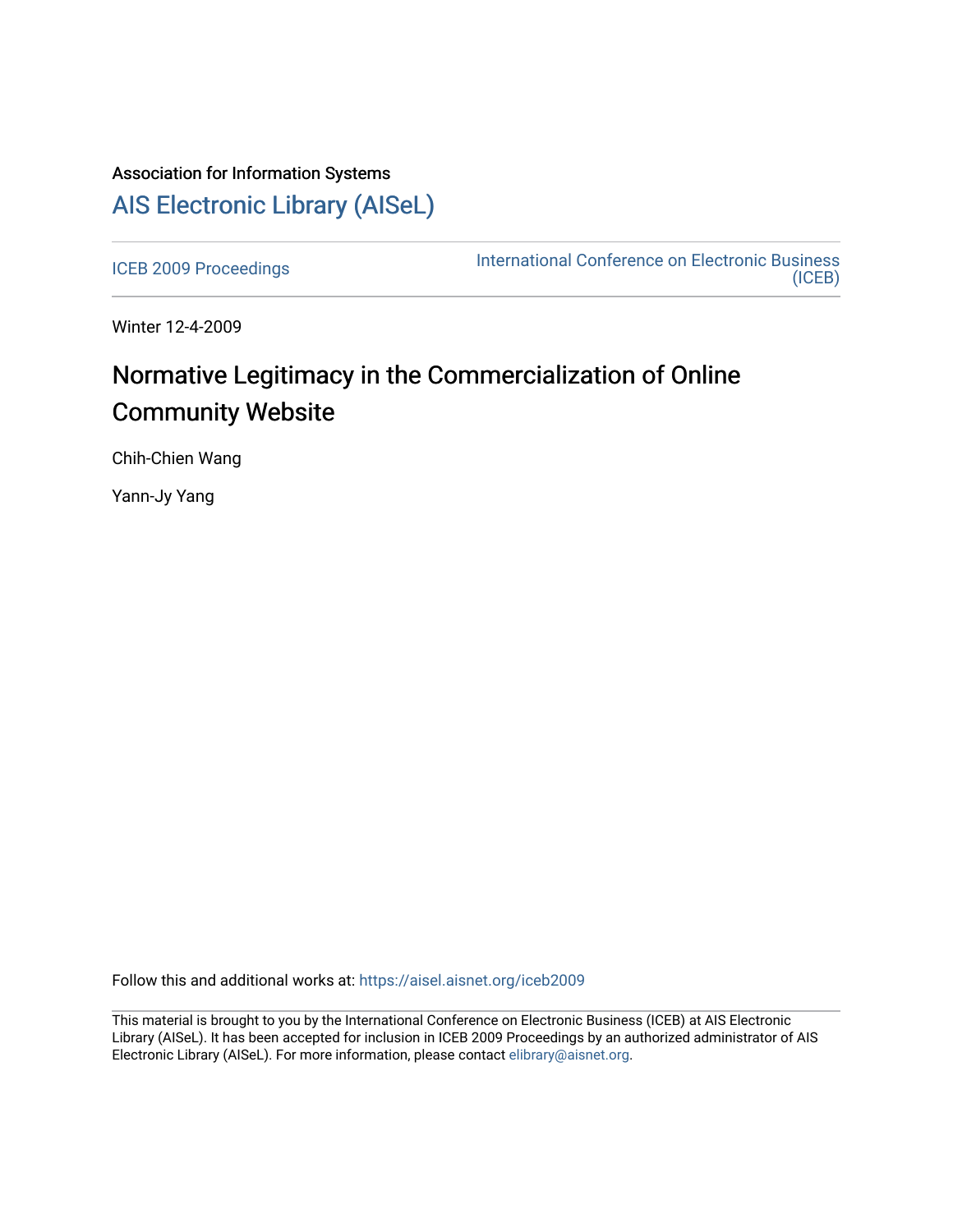Association for Information Systems

# AIS Electronic Library (AISeL)

ICEB 2009 Proceedings

International Conference on Electronic Business (ICEB)

Winter 12-4-2009

## Normative Legitimacy in the Commercialization of Online Community Website

Chih-Chien Wang

Yann-Jy Yang

Follow this and additional works at: https://aisel.aisnet.org/iceb2009

This material is brought to you by the International Conference on Electronic Business (ICEB) at AIS Electronic Library (AISeL). It has been accepted for inclusion in ICEB 2009 Proceedings by an authorized administrator of AIS Electronic Library (AISeL). For more information, please contact elibrary@aisnet.org.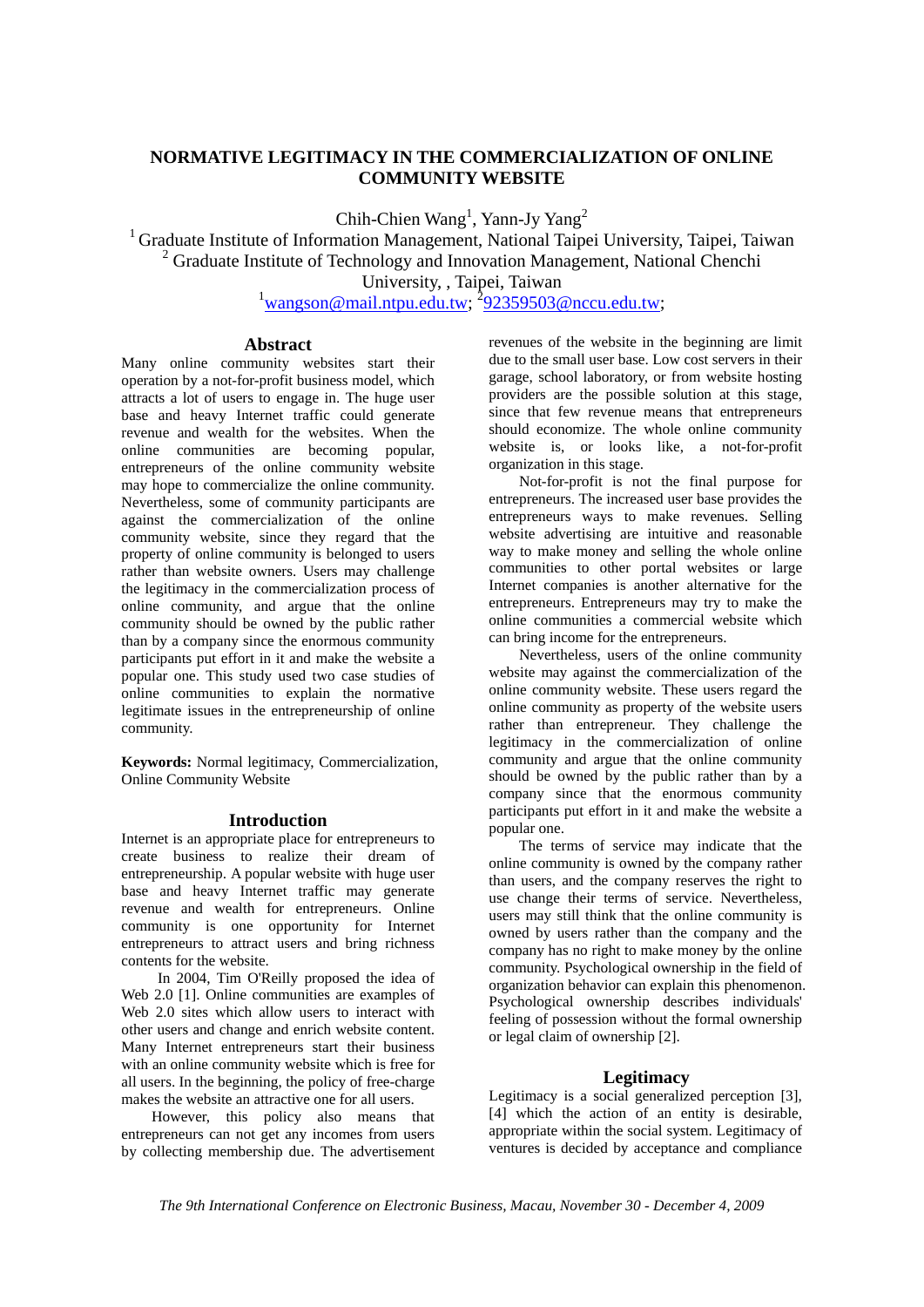# NORMATIVE LEGITIMACY IN THE COMMERCIALIZATION OF ONLINE COMMUNITY WEBSITE

Chih-Chien Wang[1], Yann-Jy Yang[2]

[1] Graduate Institute of Information Management, National Taipei University, Taipei, Taiwan
[2] Graduate Institute of Technology and Innovation Management, National Chenchi University, , Taipei, Taiwan

[1]wangson@mail.ntpu.edu.tw; [2]92359503@nccu.edu.tw;

## Abstract

Many online community websites start their operation by a not-for-profit business model, which attracts a lot of users to engage in. The huge user base and heavy Internet traffic could generate revenue and wealth for the websites. When the online communities are becoming popular, entrepreneurs of the online community website may hope to commercialize the online community. Nevertheless, some of community participants are against the commercialization of the online community website, since they regard that the property of online community is belonged to users rather than website owners. Users may challenge the legitimacy in the commercialization process of online community, and argue that the online community should be owned by the public rather than by a company since the enormous community participants put effort in it and make the website a popular one. This study used two case studies of online communities to explain the normative legitimate issues in the entrepreneurship of online community.

**Keywords:** Normal legitimacy, Commercialization, Online Community Website

## Introduction

Internet is an appropriate place for entrepreneurs to create business to realize their dream of entrepreneurship. A popular website with huge user base and heavy Internet traffic may generate revenue and wealth for entrepreneurs. Online community is one opportunity for Internet entrepreneurs to attract users and bring richness contents for the website.

In 2004, Tim O'Reilly proposed the idea of Web 2.0 [1]. Online communities are examples of Web 2.0 sites which allow users to interact with other users and change and enrich website content. Many Internet entrepreneurs start their business with an online community website which is free for all users. In the beginning, the policy of free-charge makes the website an attractive one for all users.

However, this policy also means that entrepreneurs can not get any incomes from users by collecting membership due. The advertisement revenues of the website in the beginning are limit due to the small user base. Low cost servers in their garage, school laboratory, or from website hosting providers are the possible solution at this stage, since that few revenue means that entrepreneurs should economize. The whole online community website is, or looks like, a not-for-profit organization in this stage.

Not-for-profit is not the final purpose for entrepreneurs. The increased user base provides the entrepreneurs ways to make revenues. Selling website advertising are intuitive and reasonable way to make money and selling the whole online communities to other portal websites or large Internet companies is another alternative for the entrepreneurs. Entrepreneurs may try to make the online communities a commercial website which can bring income for the entrepreneurs.

Nevertheless, users of the online community website may against the commercialization of the online community website. These users regard the online community as property of the website users rather than entrepreneur. They challenge the legitimacy in the commercialization of online community and argue that the online community should be owned by the public rather than by a company since that the enormous community participants put effort in it and make the website a popular one.

The terms of service may indicate that the online community is owned by the company rather than users, and the company reserves the right to use change their terms of service. Nevertheless, users may still think that the online community is owned by users rather than the company and the company has no right to make money by the online community. Psychological ownership in the field of organization behavior can explain this phenomenon. Psychological ownership describes individuals' feeling of possession without the formal ownership or legal claim of ownership [2].

## Legitimacy

Legitimacy is a social generalized perception [3], [4] which the action of an entity is desirable, appropriate within the social system. Legitimacy of ventures is decided by acceptance and compliance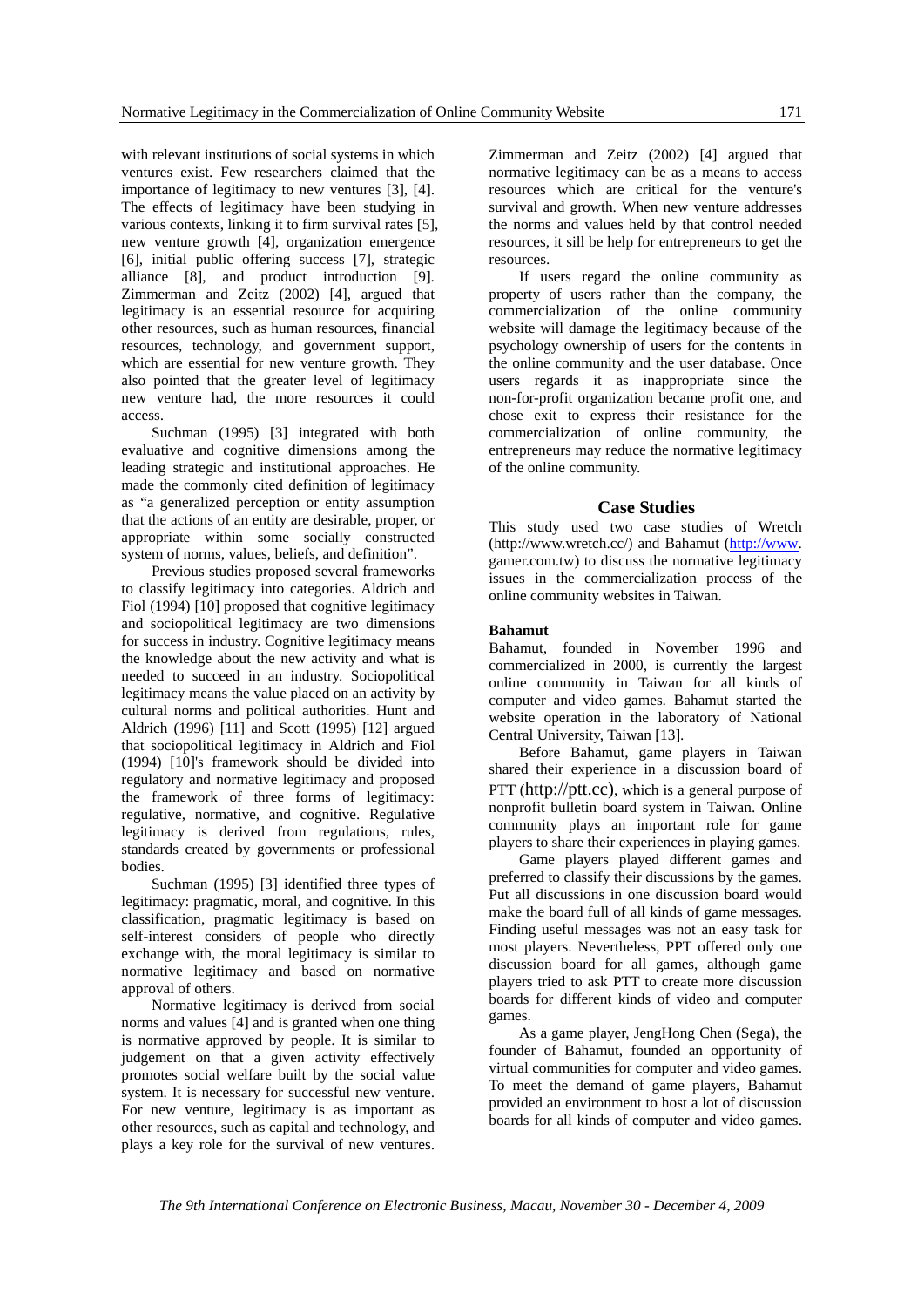with relevant institutions of social systems in which ventures exist. Few researchers claimed that the importance of legitimacy to new ventures [3], [4]. The effects of legitimacy have been studying in various contexts, linking it to firm survival rates [5], new venture growth [4], organization emergence [6], initial public offering success [7], strategic alliance [8], and product introduction [9]. Zimmerman and Zeitz (2002) [4], argued that legitimacy is an essential resource for acquiring other resources, such as human resources, financial resources, technology, and government support, which are essential for new venture growth. They also pointed that the greater level of legitimacy new venture had, the more resources it could access.

Suchman (1995) [3] integrated with both evaluative and cognitive dimensions among the leading strategic and institutional approaches. He made the commonly cited definition of legitimacy as "a generalized perception or entity assumption that the actions of an entity are desirable, proper, or appropriate within some socially constructed system of norms, values, beliefs, and definition".

Previous studies proposed several frameworks to classify legitimacy into categories. Aldrich and Fiol (1994) [10] proposed that cognitive legitimacy and sociopolitical legitimacy are two dimensions for success in industry. Cognitive legitimacy means the knowledge about the new activity and what is needed to succeed in an industry. Sociopolitical legitimacy means the value placed on an activity by cultural norms and political authorities. Hunt and Aldrich (1996) [11] and Scott (1995) [12] argued that sociopolitical legitimacy in Aldrich and Fiol (1994) [10]'s framework should be divided into regulatory and normative legitimacy and proposed the framework of three forms of legitimacy: regulative, normative, and cognitive. Regulative legitimacy is derived from regulations, rules, standards created by governments or professional bodies.

Suchman (1995) [3] identified three types of legitimacy: pragmatic, moral, and cognitive. In this classification, pragmatic legitimacy is based on self-interest considers of people who directly exchange with, the moral legitimacy is similar to normative legitimacy and based on normative approval of others.

Normative legitimacy is derived from social norms and values [4] and is granted when one thing is normative approved by people. It is similar to judgement on that a given activity effectively promotes social welfare built by the social value system. It is necessary for successful new venture. For new venture, legitimacy is as important as other resources, such as capital and technology, and plays a key role for the survival of new ventures. Zimmerman and Zeitz (2002) [4] argued that normative legitimacy can be as a means to access resources which are critical for the venture's survival and growth. When new venture addresses the norms and values held by that control needed resources, it sill be help for entrepreneurs to get the resources.

If users regard the online community as property of users rather than the company, the commercialization of the online community website will damage the legitimacy because of the psychology ownership of users for the contents in the online community and the user database. Once users regards it as inappropriate since the non-for-profit organization became profit one, and chose exit to express their resistance for the commercialization of online community, the entrepreneurs may reduce the normative legitimacy of the online community.

## Case Studies

This study used two case studies of Wretch (http://www.wretch.cc/) and Bahamut (http://www.gamer.com.tw) to discuss the normative legitimacy issues in the commercialization process of the online community websites in Taiwan.

### Bahamut

Bahamut, founded in November 1996 and commercialized in 2000, is currently the largest online community in Taiwan for all kinds of computer and video games. Bahamut started the website operation in the laboratory of National Central University, Taiwan [13].

Before Bahamut, game players in Taiwan shared their experience in a discussion board of PTT (http://ptt.cc), which is a general purpose of nonprofit bulletin board system in Taiwan. Online community plays an important role for game players to share their experiences in playing games.

Game players played different games and preferred to classify their discussions by the games. Put all discussions in one discussion board would make the board full of all kinds of game messages. Finding useful messages was not an easy task for most players. Nevertheless, PPT offered only one discussion board for all games, although game players tried to ask PTT to create more discussion boards for different kinds of video and computer games.

As a game player, JengHong Chen (Sega), the founder of Bahamut, founded an opportunity of virtual communities for computer and video games. To meet the demand of game players, Bahamut provided an environment to host a lot of discussion boards for all kinds of computer and video games.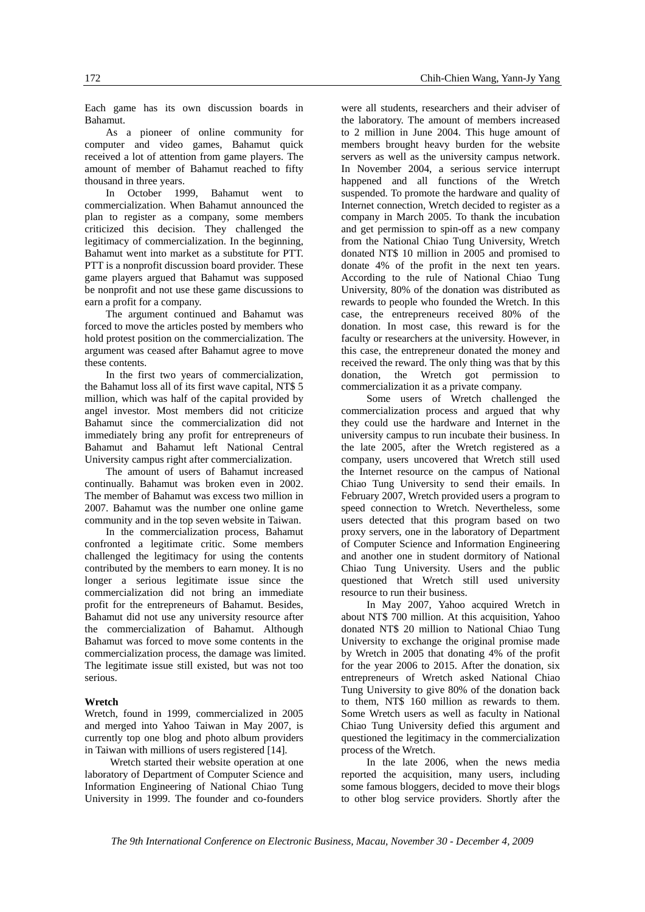Each game has its own discussion boards in Bahamut.

As a pioneer of online community for computer and video games, Bahamut quick received a lot of attention from game players. The amount of member of Bahamut reached to fifty thousand in three years.

In October 1999, Bahamut went to commercialization. When Bahamut announced the plan to register as a company, some members criticized this decision. They challenged the legitimacy of commercialization. In the beginning, Bahamut went into market as a substitute for PTT. PTT is a nonprofit discussion board provider. These game players argued that Bahamut was supposed be nonprofit and not use these game discussions to earn a profit for a company.

The argument continued and Bahamut was forced to move the articles posted by members who hold protest position on the commercialization. The argument was ceased after Bahamut agree to move these contents.

In the first two years of commercialization, the Bahamut loss all of its first wave capital, NT$ 5 million, which was half of the capital provided by angel investor. Most members did not criticize Bahamut since the commercialization did not immediately bring any profit for entrepreneurs of Bahamut and Bahamut left National Central University campus right after commercialization.

The amount of users of Bahamut increased continually. Bahamut was broken even in 2002. The member of Bahamut was excess two million in 2007. Bahamut was the number one online game community and in the top seven website in Taiwan.

In the commercialization process, Bahamut confronted a legitimate critic. Some members challenged the legitimacy for using the contents contributed by the members to earn money. It is no longer a serious legitimate issue since the commercialization did not bring an immediate profit for the entrepreneurs of Bahamut. Besides, Bahamut did not use any university resource after the commercialization of Bahamut. Although Bahamut was forced to move some contents in the commercialization process, the damage was limited. The legitimate issue still existed, but was not too serious.

**Wretch**

Wretch, found in 1999, commercialized in 2005 and merged into Yahoo Taiwan in May 2007, is currently top one blog and photo album providers in Taiwan with millions of users registered [14].

Wretch started their website operation at one laboratory of Department of Computer Science and Information Engineering of National Chiao Tung University in 1999. The founder and co-founders were all students, researchers and their adviser of the laboratory. The amount of members increased to 2 million in June 2004. This huge amount of members brought heavy burden for the website servers as well as the university campus network. In November 2004, a serious service interrupt happened and all functions of the Wretch suspended. To promote the hardware and quality of Internet connection, Wretch decided to register as a company in March 2005. To thank the incubation and get permission to spin-off as a new company from the National Chiao Tung University, Wretch donated NT$ 10 million in 2005 and promised to donate 4% of the profit in the next ten years. According to the rule of National Chiao Tung University, 80% of the donation was distributed as rewards to people who founded the Wretch. In this case, the entrepreneurs received 80% of the donation. In most case, this reward is for the faculty or researchers at the university. However, in this case, the entrepreneur donated the money and received the reward. The only thing was that by this donation, the Wretch got permission to commercialization it as a private company.

Some users of Wretch challenged the commercialization process and argued that why they could use the hardware and Internet in the university campus to run incubate their business. In the late 2005, after the Wretch registered as a company, users uncovered that Wretch still used the Internet resource on the campus of National Chiao Tung University to send their emails. In February 2007, Wretch provided users a program to speed connection to Wretch. Nevertheless, some users detected that this program based on two proxy servers, one in the laboratory of Department of Computer Science and Information Engineering and another one in student dormitory of National Chiao Tung University. Users and the public questioned that Wretch still used university resource to run their business.

In May 2007, Yahoo acquired Wretch in about NT$ 700 million. At this acquisition, Yahoo donated NT$ 20 million to National Chiao Tung University to exchange the original promise made by Wretch in 2005 that donating 4% of the profit for the year 2006 to 2015. After the donation, six entrepreneurs of Wretch asked National Chiao Tung University to give 80% of the donation back to them, NT$ 160 million as rewards to them. Some Wretch users as well as faculty in National Chiao Tung University defied this argument and questioned the legitimacy in the commercialization process of the Wretch.

In the late 2006, when the news media reported the acquisition, many users, including some famous bloggers, decided to move their blogs to other blog service providers. Shortly after the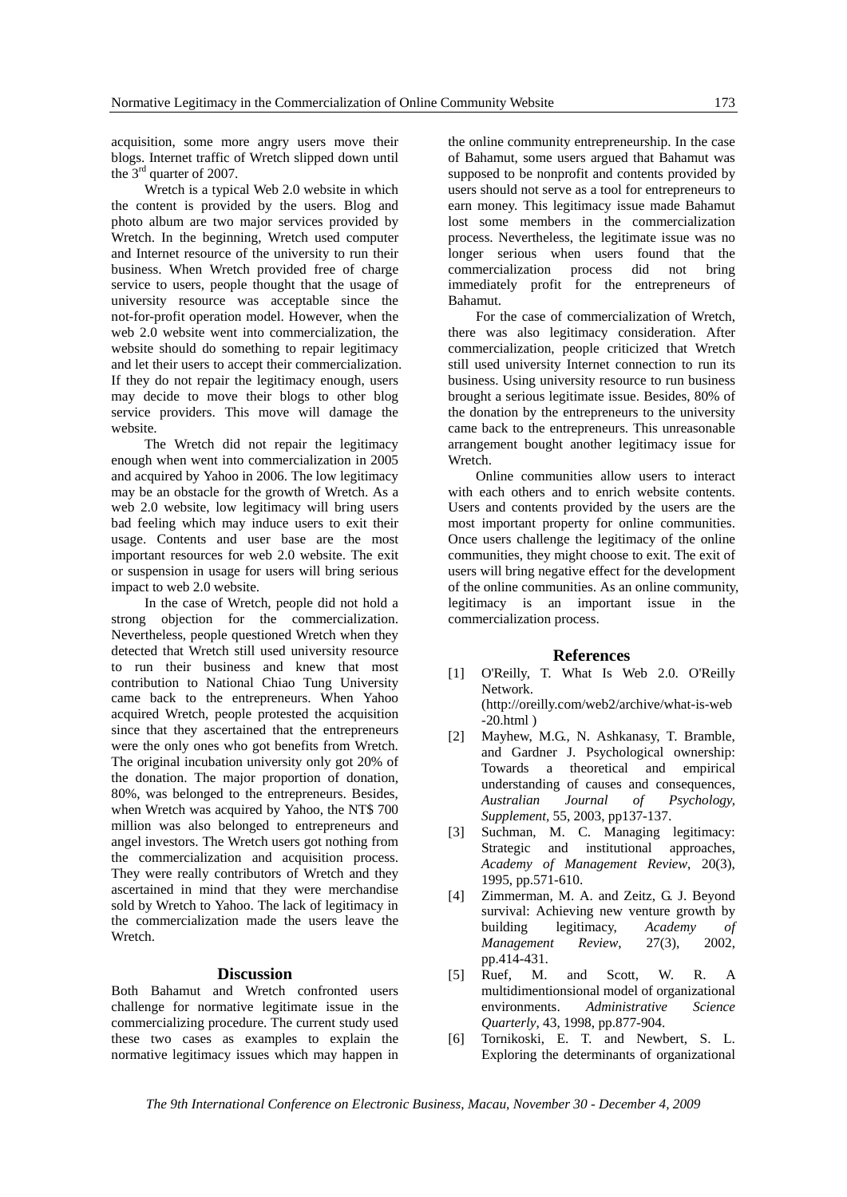acquisition, some more angry users move their blogs. Internet traffic of Wretch slipped down until the 3rd quarter of 2007.

Wretch is a typical Web 2.0 website in which the content is provided by the users. Blog and photo album are two major services provided by Wretch. In the beginning, Wretch used computer and Internet resource of the university to run their business. When Wretch provided free of charge service to users, people thought that the usage of university resource was acceptable since the not-for-profit operation model. However, when the web 2.0 website went into commercialization, the website should do something to repair legitimacy and let their users to accept their commercialization. If they do not repair the legitimacy enough, users may decide to move their blogs to other blog service providers. This move will damage the website.

The Wretch did not repair the legitimacy enough when went into commercialization in 2005 and acquired by Yahoo in 2006. The low legitimacy may be an obstacle for the growth of Wretch. As a web 2.0 website, low legitimacy will bring users bad feeling which may induce users to exit their usage. Contents and user base are the most important resources for web 2.0 website. The exit or suspension in usage for users will bring serious impact to web 2.0 website.

In the case of Wretch, people did not hold a strong objection for the commercialization. Nevertheless, people questioned Wretch when they detected that Wretch still used university resource to run their business and knew that most contribution to National Chiao Tung University came back to the entrepreneurs. When Yahoo acquired Wretch, people protested the acquisition since that they ascertained that the entrepreneurs were the only ones who got benefits from Wretch. The original incubation university only got 20% of the donation. The major proportion of donation, 80%, was belonged to the entrepreneurs. Besides, when Wretch was acquired by Yahoo, the NT$ 700 million was also belonged to entrepreneurs and angel investors. The Wretch users got nothing from the commercialization and acquisition process. They were really contributors of Wretch and they ascertained in mind that they were merchandise sold by Wretch to Yahoo. The lack of legitimacy in the commercialization made the users leave the Wretch.

## Discussion

Both Bahamut and Wretch confronted users challenge for normative legitimate issue in the commercializing procedure. The current study used these two cases as examples to explain the normative legitimacy issues which may happen in the online community entrepreneurship. In the case of Bahamut, some users argued that Bahamut was supposed to be nonprofit and contents provided by users should not serve as a tool for entrepreneurs to earn money. This legitimacy issue made Bahamut lost some members in the commercialization process. Nevertheless, the legitimate issue was no longer serious when users found that the commercialization process did not bring immediately profit for the entrepreneurs of Bahamut.

For the case of commercialization of Wretch, there was also legitimacy consideration. After commercialization, people criticized that Wretch still used university Internet connection to run its business. Using university resource to run business brought a serious legitimate issue. Besides, 80% of the donation by the entrepreneurs to the university came back to the entrepreneurs. This unreasonable arrangement bought another legitimacy issue for Wretch.

Online communities allow users to interact with each others and to enrich website contents. Users and contents provided by the users are the most important property for online communities. Once users challenge the legitimacy of the online communities, they might choose to exit. The exit of users will bring negative effect for the development of the online communities. As an online community, legitimacy is an important issue in the commercialization process.

## References

[1] O'Reilly, T. What Is Web 2.0. O'Reilly Network. (http://oreilly.com/web2/archive/what-is-web-20.html )

[2] Mayhew, M.G., N. Ashkanasy, T. Bramble, and Gardner J. Psychological ownership: Towards a theoretical and empirical understanding of causes and consequences, *Australian Journal of Psychology, Supplement*, 55, 2003, pp137-137.

[3] Suchman, M. C. Managing legitimacy: Strategic and institutional approaches, *Academy of Management Review*, 20(3), 1995, pp.571-610.

[4] Zimmerman, M. A. and Zeitz, G. J. Beyond survival: Achieving new venture growth by building legitimacy, *Academy of Management Review*, 27(3), 2002, pp.414-431.

[5] Ruef, M. and Scott, W. R. A multidimentionsional model of organizational environments. *Administrative Science Quarterly*, 43, 1998, pp.877-904.

[6] Tornikoski, E. T. and Newbert, S. L. Exploring the determinants of organizational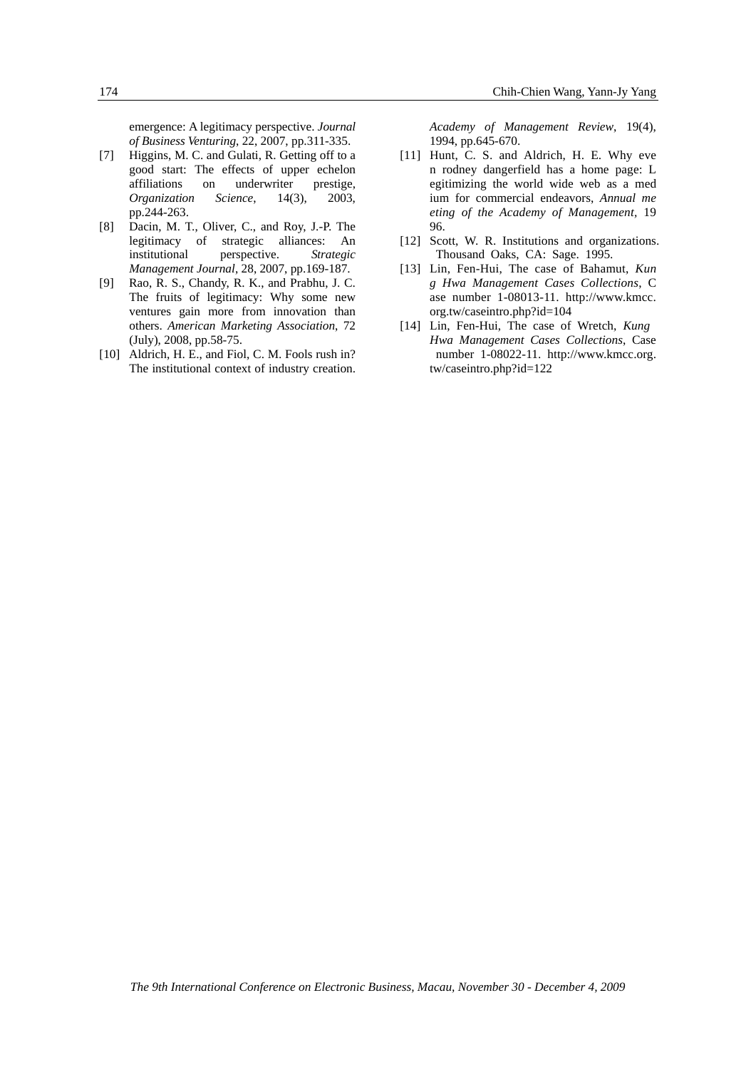emergence: A legitimacy perspective. *Journal of Business Venturing*, 22, 2007, pp.311-335.

[7] Higgins, M. C. and Gulati, R. Getting off to a good start: The effects of upper echelon affiliations on underwriter prestige, *Organization Science*, 14(3), 2003, pp.244-263.

[8] Dacin, M. T., Oliver, C., and Roy, J.-P. The legitimacy of strategic alliances: An institutional perspective. *Strategic Management Journal*, 28, 2007, pp.169-187.

[9] Rao, R. S., Chandy, R. K., and Prabhu, J. C. The fruits of legitimacy: Why some new ventures gain more from innovation than others. *American Marketing Association*, 72 (July), 2008, pp.58-75.

[10] Aldrich, H. E., and Fiol, C. M. Fools rush in? The institutional context of industry creation. *Academy of Management Review*, 19(4), 1994, pp.645-670.

[11] Hunt, C. S. and Aldrich, H. E. Why even rodney dangerfield has a home page: Legitimizing the world wide web as a medium for commercial endeavors, *Annual meeting of the Academy of Management*, 1996.

[12] Scott, W. R. Institutions and organizations. Thousand Oaks, CA: Sage. 1995.

[13] Lin, Fen-Hui, The case of Bahamut, *Kung Hwa Management Cases Collections*, Case number 1-08013-11. http://www.kmcc.org.tw/caseintro.php?id=104

[14] Lin, Fen-Hui, The case of Wretch, *Kung Hwa Management Cases Collections*, Case number 1-08022-11. http://www.kmcc.org.tw/caseintro.php?id=122